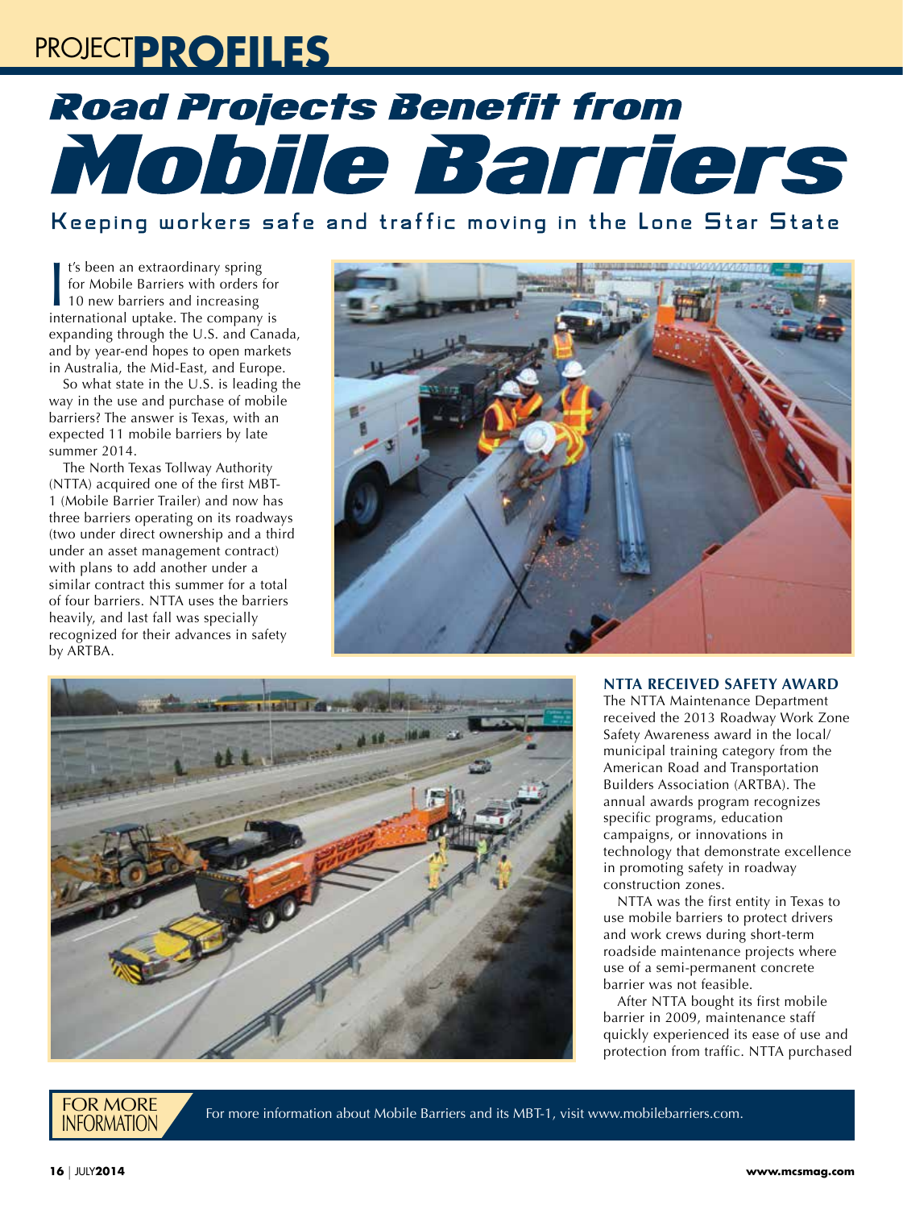PROJECT**PROFILES**

# Road Projects Benefit from Mobile Barriers

## Keeping workers safe and traffic moving in the Lone Star State

It's been an extraordinary spring for Mobile Barriers with orders for 10 new barriers and increasing international uptake. The company is expanding through the U.S. and Canada, and by year-end hopes to open markets in Australia, the Mid-East, and Europe.

So what state in the U.S. is leading the way in the use and purchase of mobile barriers? The answer is Texas, with an expected 11 mobile barriers by late summer 2014.

The North Texas Tollway Authority (NTTA) acquired one of the first MBT-1 (Mobile Barrier Trailer) and now has three barriers operating on its roadways (two under direct ownership and a third under an asset management contract) with plans to add another under a similar contract this summer for a total of four barriers. NTTA uses the barriers heavily, and last fall was specially recognized for their advances in safety by ARTBA.

### NTTA RECEIVED SAFETY AWARD

The NTTA Maintenance Department received the 2013 Roadway Work Zone Safety Awareness award in the local/municipal training category from the American Road and Transportation Builders Association (ARTBA). The annual awards program recognizes specific programs, education campaigns, or innovations in technology that demonstrate excellence in promoting safety in roadway construction zones.

NTTA was the first entity in Texas to use mobile barriers to protect drivers and work crews during short-term roadside maintenance projects where use of a semi-permanent concrete barrier was not feasible.

After NTTA bought its first mobile barrier in 2009, maintenance staff quickly experienced its ease of use and protection from traffic. NTTA purchased

**FOR MORE INFORMATION**

For more information about Mobile Barriers and its MBT-1, visit www.mobilebarriers.com.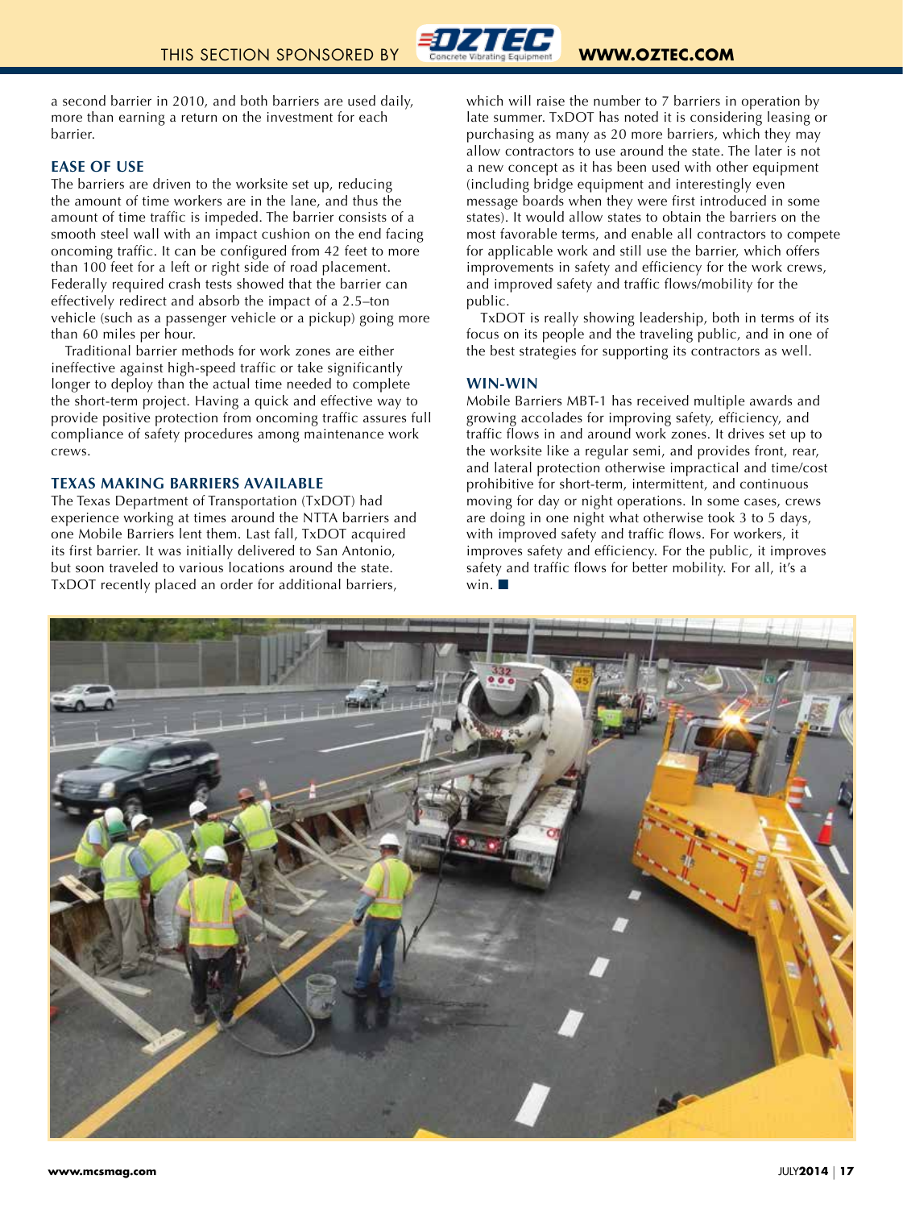a second barrier in 2010, and both barriers are used daily, more than earning a return on the investment for each barrier.

### EASE OF USE

The barriers are driven to the worksite set up, reducing the amount of time workers are in the lane, and thus the amount of time traffic is impeded. The barrier consists of a smooth steel wall with an impact cushion on the end facing oncoming traffic. It can be configured from 42 feet to more than 100 feet for a left or right side of road placement. Federally required crash tests showed that the barrier can effectively redirect and absorb the impact of a 2.5–ton vehicle (such as a passenger vehicle or a pickup) going more than 60 miles per hour.

Traditional barrier methods for work zones are either ineffective against high-speed traffic or take significantly longer to deploy than the actual time needed to complete the short-term project. Having a quick and effective way to provide positive protection from oncoming traffic assures full compliance of safety procedures among maintenance work crews.

### TEXAS MAKING BARRIERS AVAILABLE

The Texas Department of Transportation (TxDOT) had experience working at times around the NTTA barriers and one Mobile Barriers lent them. Last fall, TxDOT acquired its first barrier. It was initially delivered to San Antonio, but soon traveled to various locations around the state. TxDOT recently placed an order for additional barriers, which will raise the number to 7 barriers in operation by late summer. TxDOT has noted it is considering leasing or purchasing as many as 20 more barriers, which they may allow contractors to use around the state. The later is not a new concept as it has been used with other equipment (including bridge equipment and interestingly even message boards when they were first introduced in some states). It would allow states to obtain the barriers on the most favorable terms, and enable all contractors to compete for applicable work and still use the barrier, which offers improvements in safety and efficiency for the work crews, and improved safety and traffic flows/mobility for the public.

TxDOT is really showing leadership, both in terms of its focus on its people and the traveling public, and in one of the best strategies for supporting its contractors as well.

### WIN-WIN

Mobile Barriers MBT-1 has received multiple awards and growing accolades for improving safety, efficiency, and traffic flows in and around work zones. It drives set up to the worksite like a regular semi, and provides front, rear, and lateral protection otherwise impractical and time/cost prohibitive for short-term, intermittent, and continuous moving for day or night operations. In some cases, crews are doing in one night what otherwise took 3 to 5 days, with improved safety and traffic flows. For workers, it improves safety and efficiency. For the public, it improves safety and traffic flows for better mobility. For all, it's a win. ■